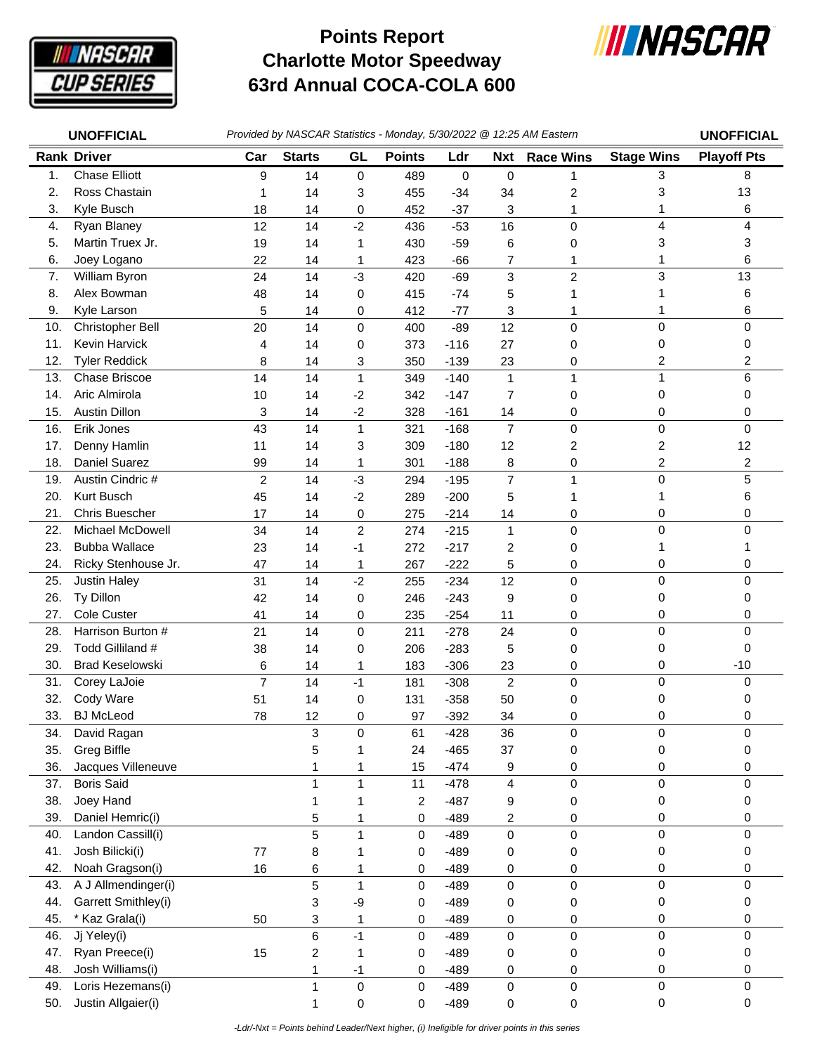# Points Report
# Charlotte Motor Speedway
# 63rd Annual COCA-COLA 600

**UNOFFICIAL** *Provided by NASCAR Statistics - Monday, 5/30/2022 @ 12:25 AM Eastern* **UNOFFICIAL**

| Rank | Driver | Car | Starts | GL | Points | Ldr | Nxt | Race Wins | Stage Wins | Playoff Pts |
|---|---|---|---|---|---|---|---|---|---|---|
| 1. | Chase Elliott | 9 | 14 | 0 | 489 | 0 | 0 | 1 | 3 | 8 |
| 2. | Ross Chastain | 1 | 14 | 3 | 455 | -34 | 34 | 2 | 3 | 13 |
| 3. | Kyle Busch | 18 | 14 | 0 | 452 | -37 | 3 | 1 | 1 | 6 |
| 4. | Ryan Blaney | 12 | 14 | -2 | 436 | -53 | 16 | 0 | 4 | 4 |
| 5. | Martin Truex Jr. | 19 | 14 | 1 | 430 | -59 | 6 | 0 | 3 | 3 |
| 6. | Joey Logano | 22 | 14 | 1 | 423 | -66 | 7 | 1 | 1 | 6 |
| 7. | William Byron | 24 | 14 | -3 | 420 | -69 | 3 | 2 | 3 | 13 |
| 8. | Alex Bowman | 48 | 14 | 0 | 415 | -74 | 5 | 1 | 1 | 6 |
| 9. | Kyle Larson | 5 | 14 | 0 | 412 | -77 | 3 | 1 | 1 | 6 |
| 10. | Christopher Bell | 20 | 14 | 0 | 400 | -89 | 12 | 0 | 0 | 0 |
| 11. | Kevin Harvick | 4 | 14 | 0 | 373 | -116 | 27 | 0 | 0 | 0 |
| 12. | Tyler Reddick | 8 | 14 | 3 | 350 | -139 | 23 | 0 | 2 | 2 |
| 13. | Chase Briscoe | 14 | 14 | 1 | 349 | -140 | 1 | 1 | 1 | 6 |
| 14. | Aric Almirola | 10 | 14 | -2 | 342 | -147 | 7 | 0 | 0 | 0 |
| 15. | Austin Dillon | 3 | 14 | -2 | 328 | -161 | 14 | 0 | 0 | 0 |
| 16. | Erik Jones | 43 | 14 | 1 | 321 | -168 | 7 | 0 | 0 | 0 |
| 17. | Denny Hamlin | 11 | 14 | 3 | 309 | -180 | 12 | 2 | 2 | 12 |
| 18. | Daniel Suarez | 99 | 14 | 1 | 301 | -188 | 8 | 0 | 2 | 2 |
| 19. | Austin Cindric # | 2 | 14 | -3 | 294 | -195 | 7 | 1 | 0 | 5 |
| 20. | Kurt Busch | 45 | 14 | -2 | 289 | -200 | 5 | 1 | 1 | 6 |
| 21. | Chris Buescher | 17 | 14 | 0 | 275 | -214 | 14 | 0 | 0 | 0 |
| 22. | Michael McDowell | 34 | 14 | 2 | 274 | -215 | 1 | 0 | 0 | 0 |
| 23. | Bubba Wallace | 23 | 14 | -1 | 272 | -217 | 2 | 0 | 1 | 1 |
| 24. | Ricky Stenhouse Jr. | 47 | 14 | 1 | 267 | -222 | 5 | 0 | 0 | 0 |
| 25. | Justin Haley | 31 | 14 | -2 | 255 | -234 | 12 | 0 | 0 | 0 |
| 26. | Ty Dillon | 42 | 14 | 0 | 246 | -243 | 9 | 0 | 0 | 0 |
| 27. | Cole Custer | 41 | 14 | 0 | 235 | -254 | 11 | 0 | 0 | 0 |
| 28. | Harrison Burton # | 21 | 14 | 0 | 211 | -278 | 24 | 0 | 0 | 0 |
| 29. | Todd Gilliland # | 38 | 14 | 0 | 206 | -283 | 5 | 0 | 0 | 0 |
| 30. | Brad Keselowski | 6 | 14 | 1 | 183 | -306 | 23 | 0 | 0 | -10 |
| 31. | Corey LaJoie | 7 | 14 | -1 | 181 | -308 | 2 | 0 | 0 | 0 |
| 32. | Cody Ware | 51 | 14 | 0 | 131 | -358 | 50 | 0 | 0 | 0 |
| 33. | BJ McLeod | 78 | 12 | 0 | 97 | -392 | 34 | 0 | 0 | 0 |
| 34. | David Ragan | | 3 | 0 | 61 | -428 | 36 | 0 | 0 | 0 |
| 35. | Greg Biffle | | 5 | 1 | 24 | -465 | 37 | 0 | 0 | 0 |
| 36. | Jacques Villeneuve | | 1 | 1 | 15 | -474 | 9 | 0 | 0 | 0 |
| 37. | Boris Said | | 1 | 1 | 11 | -478 | 4 | 0 | 0 | 0 |
| 38. | Joey Hand | | 1 | 1 | 2 | -487 | 9 | 0 | 0 | 0 |
| 39. | Daniel Hemric(i) | | 5 | 1 | 0 | -489 | 2 | 0 | 0 | 0 |
| 40. | Landon Cassill(i) | | 5 | 1 | 0 | -489 | 0 | 0 | 0 | 0 |
| 41. | Josh Bilicki(i) | 77 | 8 | 1 | 0 | -489 | 0 | 0 | 0 | 0 |
| 42. | Noah Gragson(i) | 16 | 6 | 1 | 0 | -489 | 0 | 0 | 0 | 0 |
| 43. | A J Allmendinger(i) | | 5 | 1 | 0 | -489 | 0 | 0 | 0 | 0 |
| 44. | Garrett Smithley(i) | | 3 | -9 | 0 | -489 | 0 | 0 | 0 | 0 |
| 45. | * Kaz Grala(i) | 50 | 3 | 1 | 0 | -489 | 0 | 0 | 0 | 0 |
| 46. | Jj Yeley(i) | | 6 | -1 | 0 | -489 | 0 | 0 | 0 | 0 |
| 47. | Ryan Preece(i) | 15 | 2 | 1 | 0 | -489 | 0 | 0 | 0 | 0 |
| 48. | Josh Williams(i) | | 1 | -1 | 0 | -489 | 0 | 0 | 0 | 0 |
| 49. | Loris Hezemans(i) | | 1 | 0 | 0 | -489 | 0 | 0 | 0 | 0 |
| 50. | Justin Allgaier(i) | | 1 | 0 | 0 | -489 | 0 | 0 | 0 | 0 |

*-Ldr/-Nxt = Points behind Leader/Next higher, (i) Ineligible for driver points in this series*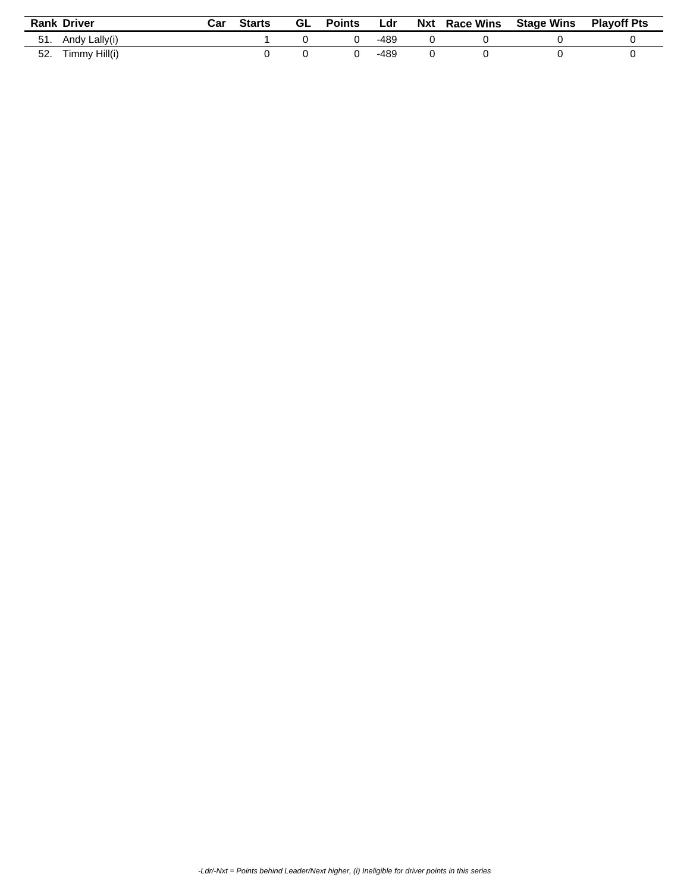| Rank | Driver | Car | Starts | GL | Points | Ldr | Nxt | Race Wins | Stage Wins | Playoff Pts |
|---|---|---|---|---|---|---|---|---|---|---|
| 51. | Andy Lally(i) | | 1 | 0 | 0 | -489 | 0 | 0 | 0 | 0 |
| 52. | Timmy Hill(i) | | 0 | 0 | 0 | -489 | 0 | 0 | 0 | 0 |

*-Ldr/-Nxt = Points behind Leader/Next higher, (i) Ineligible for driver points in this series*